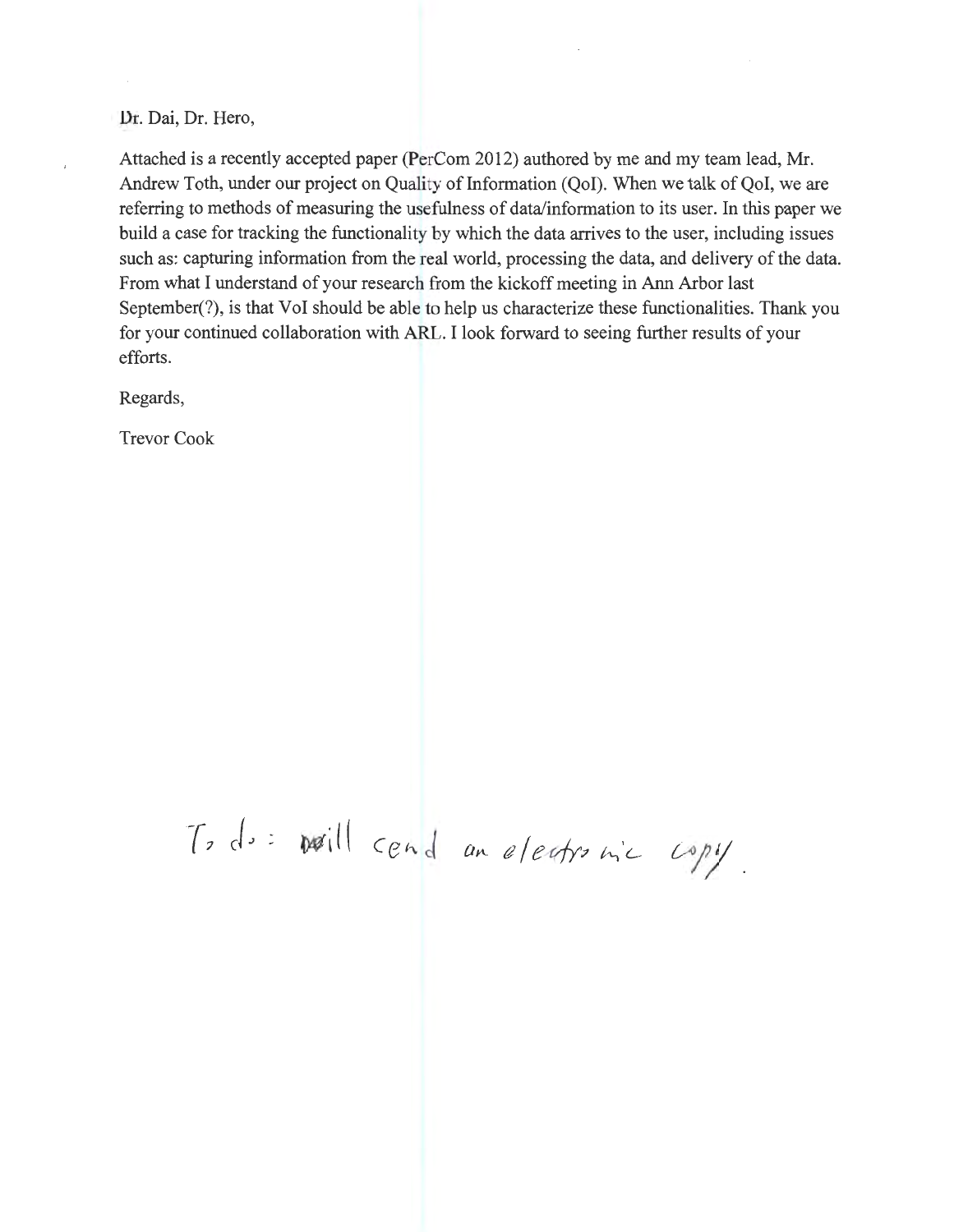Dr. Dai, Dr. Hero,

Attached is a recently accepted paper (PerCom 2012) authored by me and my team lead, Mr. Andrew Toth, under our project on Quality of Information (QoI). When we talk of QoI, we are referring to methods of measuring the usefulness of data/information to its user. In this paper we build a case for tracking the functionality by which the data arrives to the user, including issues such as: capturing information from the real world, processing the data, and delivery of the data. From what I understand of your research from the kickoff meeting in Ann Arbor last September(?), is that VoI should be able to help us characterize these functionalities. Thank you for your continued collaboration with ARL. I look forward to seeing further results of your efforts.

Regards,

Trevor Cook

To do: will cend an electronic copy.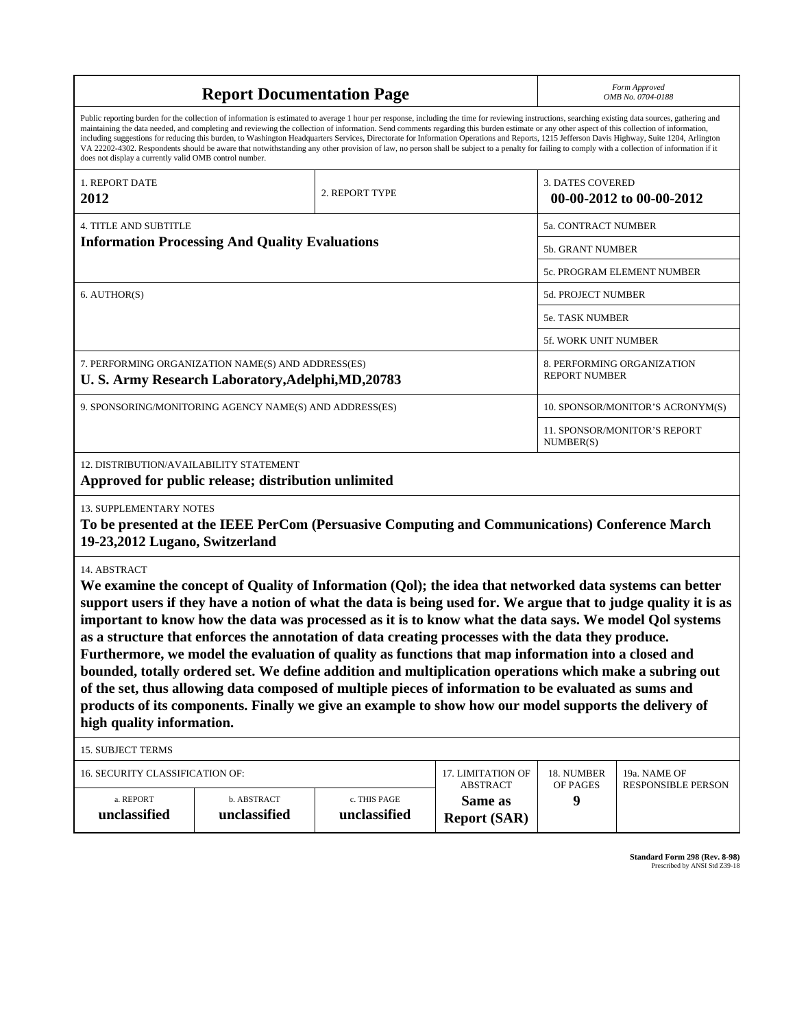# Report Documentation Page

*Form Approved*
*OMB No. 0704-0188*

Public reporting burden for the collection of information is estimated to average 1 hour per response, including the time for reviewing instructions, searching existing data sources, gathering and maintaining the data needed, and completing and reviewing the collection of information. Send comments regarding this burden estimate or any other aspect of this collection of information, including suggestions for reducing this burden, to Washington Headquarters Services, Directorate for Information Operations and Reports, 1215 Jefferson Davis Highway, Suite 1204, Arlington VA 22202-4302. Respondents should be aware that notwithstanding any other provision of law, no person shall be subject to a penalty for failing to comply with a collection of information if it does not display a currently valid OMB control number.

| 1. REPORT DATE | 2. REPORT TYPE | 3. DATES COVERED |
|---|---|---|
| **2012** | | **00-00-2012 to 00-00-2012** |

| 4. TITLE AND SUBTITLE | |
|---|---|
| **Information Processing And Quality Evaluations** | 5a. CONTRACT NUMBER |
| | 5b. GRANT NUMBER |
| | 5c. PROGRAM ELEMENT NUMBER |
| 6. AUTHOR(S) | 5d. PROJECT NUMBER |
| | 5e. TASK NUMBER |
| | 5f. WORK UNIT NUMBER |
| 7. PERFORMING ORGANIZATION NAME(S) AND ADDRESS(ES)<br>**U. S. Army Research Laboratory,Adelphi,MD,20783** | 8. PERFORMING ORGANIZATION REPORT NUMBER |
| 9. SPONSORING/MONITORING AGENCY NAME(S) AND ADDRESS(ES) | 10. SPONSOR/MONITOR'S ACRONYM(S) |
| | 11. SPONSOR/MONITOR'S REPORT NUMBER(S) |

12. DISTRIBUTION/AVAILABILITY STATEMENT

**Approved for public release; distribution unlimited**

13. SUPPLEMENTARY NOTES

**To be presented at the IEEE PerCom (Persuasive Computing and Communications) Conference March 19-23,2012 Lugano, Switzerland**

14. ABSTRACT

**We examine the concept of Quality of Information (Qol); the idea that networked data systems can better support users if they have a notion of what the data is being used for. We argue that to judge quality it is as important to know how the data was processed as it is to know what the data says. We model Qol systems as a structure that enforces the annotation of data creating processes with the data they produce. Furthermore, we model the evaluation of quality as functions that map information into a closed and bounded, totally ordered set. We define addition and multiplication operations which make a subring out of the set, thus allowing data composed of multiple pieces of information to be evaluated as sums and products of its components. Finally we give an example to show how our model supports the delivery of high quality information.**

15. SUBJECT TERMS

| 16. SECURITY CLASSIFICATION OF: | | | 17. LIMITATION OF ABSTRACT | 18. NUMBER OF PAGES | 19a. NAME OF RESPONSIBLE PERSON |
|---|---|---|---|---|---|
| a. REPORT | b. ABSTRACT | c. THIS PAGE | | | |
| **unclassified** | **unclassified** | **unclassified** | **Same as Report (SAR)** | **9** | |

**Standard Form 298 (Rev. 8-98)**
Prescribed by ANSI Std Z39-18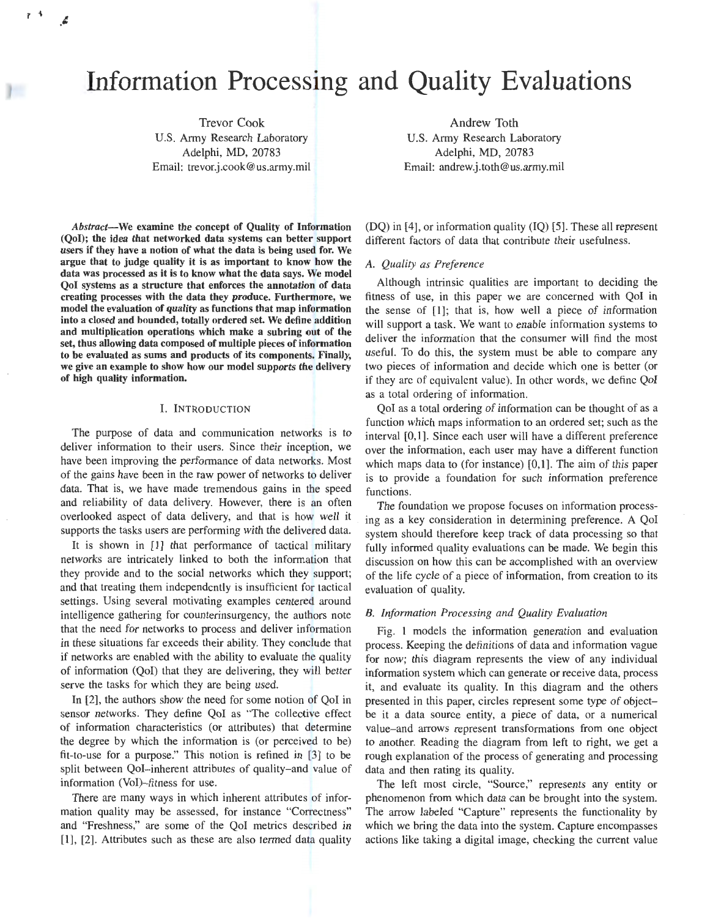# Information Processing and Quality Evaluations

Trevor Cook
U.S. Army Research Laboratory
Adelphi, MD, 20783
Email: trevor.j.cook@us.army.mil

Andrew Toth
U.S. Army Research Laboratory
Adelphi, MD, 20783
Email: andrew.j.toth@us.army.mil

***Abstract*—We examine the concept of Quality of Information (QoI); the idea that networked data systems can better support users if they have a notion of what the data is being used for. We argue that to judge quality it is as important to know how the data was processed as it is to know what the data says. We model QoI systems as a structure that enforces the annotation of data creating processes with the data they produce. Furthermore, we model the evaluation of quality as functions that map information into a closed and bounded, totally ordered set. We define addition and multiplication operations which make a subring out of the set, thus allowing data composed of multiple pieces of information to be evaluated as sums and products of its components. Finally, we give an example to show how our model supports the delivery of high quality information.**

## I. Introduction

The purpose of data and communication networks is to deliver information to their users. Since their inception, we have been improving the performance of data networks. Most of the gains have been in the raw power of networks to deliver data. That is, we have made tremendous gains in the speed and reliability of data delivery. However, there is an often overlooked aspect of data delivery, and that is how well it supports the tasks users are performing with the delivered data.

It is shown in [1] that performance of tactical military networks are intricately linked to both the information that they provide and to the social networks which they support; and that treating them independently is insufficient for tactical settings. Using several motivating examples centered around intelligence gathering for counterinsurgency, the authors note that the need for networks to process and deliver information in these situations far exceeds their ability. They conclude that if networks are enabled with the ability to evaluate the quality of information (QoI) that they are delivering, they will better serve the tasks for which they are being used.

In [2], the authors show the need for some notion of QoI in sensor networks. They define QoI as "The collective effect of information characteristics (or attributes) that determine the degree by which the information is (or perceived to be) fit-to-use for a purpose." This notion is refined in [3] to be split between QoI–inherent attributes of quality–and value of information (VoI)–fitness for use.

There are many ways in which inherent attributes of information quality may be assessed, for instance "Correctness" and "Freshness," are some of the QoI metrics described in [1], [2]. Attributes such as these are also termed data quality (DQ) in [4], or information quality (IQ) [5]. These all represent different factors of data that contribute their usefulness.

### A. Quality as Preference

Although intrinsic qualities are important to deciding the fitness of use, in this paper we are concerned with QoI in the sense of [1]; that is, how well a piece of information will support a task. We want to enable information systems to deliver the information that the consumer will find the most useful. To do this, the system must be able to compare any two pieces of information and decide which one is better (or if they are of equivalent value). In other words, we define QoI as a total ordering of information.

QoI as a total ordering of information can be thought of as a function which maps information to an ordered set; such as the interval $[0,1]$. Since each user will have a different preference over the information, each user may have a different function which maps data to (for instance) $[0,1]$. The aim of this paper is to provide a foundation for such information preference functions.

The foundation we propose focuses on information processing as a key consideration in determining preference. A QoI system should therefore keep track of data processing so that fully informed quality evaluations can be made. We begin this discussion on how this can be accomplished with an overview of the life cycle of a piece of information, from creation to its evaluation of quality.

### B. Information Processing and Quality Evaluation

Fig. 1 models the information generation and evaluation process. Keeping the definitions of data and information vague for now; this diagram represents the view of any individual information system which can generate or receive data, process it, and evaluate its quality. In this diagram and the others presented in this paper, circles represent some type of object–be it a data source entity, a piece of data, or a numerical value–and arrows represent transformations from one object to another. Reading the diagram from left to right, we get a rough explanation of the process of generating and processing data and then rating its quality.

The left most circle, "Source," represents any entity or phenomenon from which data can be brought into the system. The arrow labeled "Capture" represents the functionality by which we bring the data into the system. Capture encompasses actions like taking a digital image, checking the current value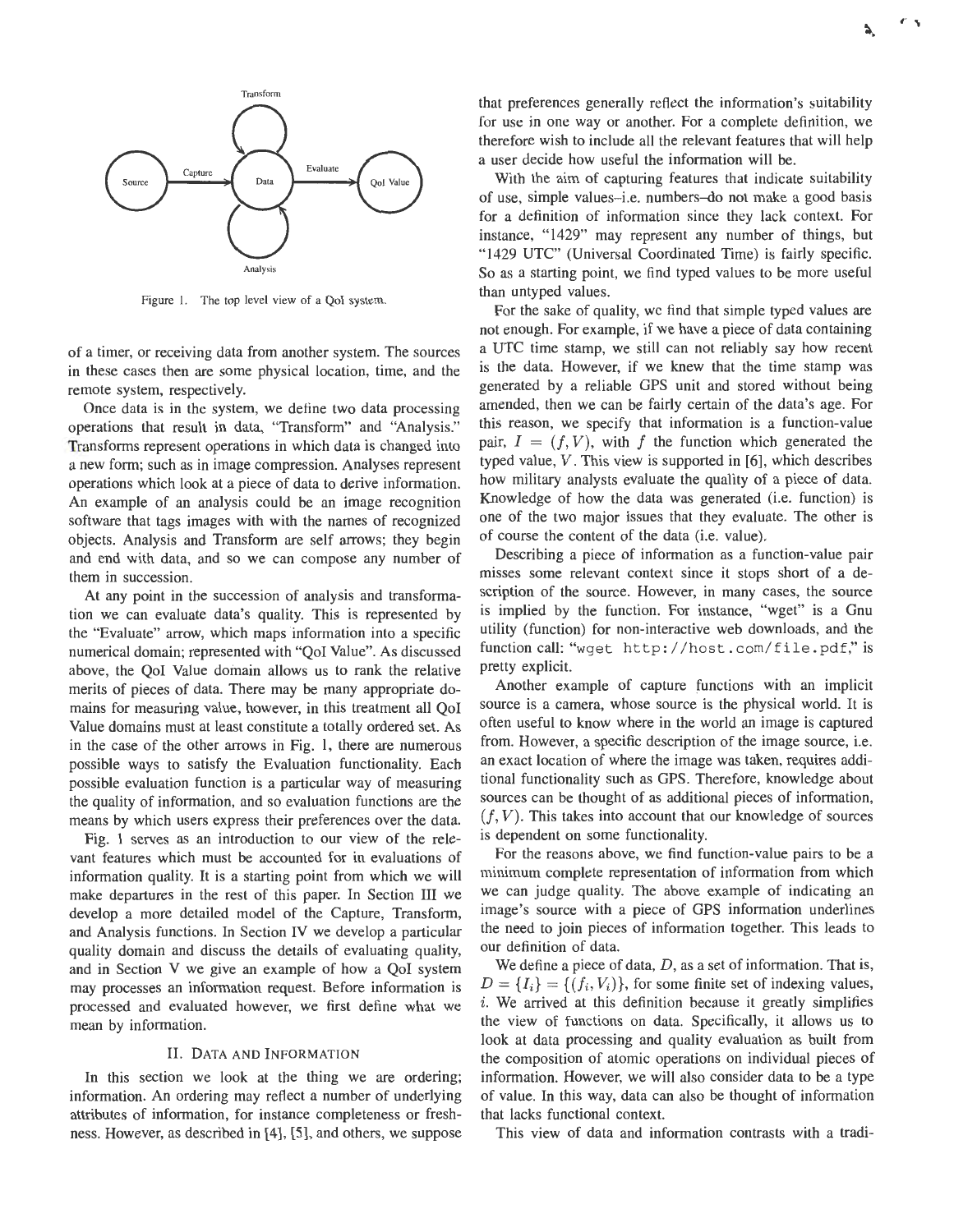Figure 1. The top level view of a QoI system.

of a timer, or receiving data from another system. The sources in these cases then are some physical location, time, and the remote system, respectively.

Once data is in the system, we define two data processing operations that result in data, "Transform" and "Analysis." Transforms represent operations in which data is changed into a new form; such as in image compression. Analyses represent operations which look at a piece of data to derive information. An example of an analysis could be an image recognition software that tags images with with the names of recognized objects. Analysis and Transform are self arrows; they begin and end with data, and so we can compose any number of them in succession.

At any point in the succession of analysis and transformation we can evaluate data's quality. This is represented by the "Evaluate" arrow, which maps information into a specific numerical domain; represented with "QoI Value". As discussed above, the QoI Value domain allows us to rank the relative merits of pieces of data. There may be many appropriate domains for measuring value, however, in this treatment all QoI Value domains must at least constitute a totally ordered set. As in the case of the other arrows in Fig. 1, there are numerous possible ways to satisfy the Evaluation functionality. Each possible evaluation function is a particular way of measuring the quality of information, and so evaluation functions are the means by which users express their preferences over the data.

Fig. 1 serves as an introduction to our view of the relevant features which must be accounted for in evaluations of information quality. It is a starting point from which we will make departures in the rest of this paper. In Section III we develop a more detailed model of the Capture, Transform, and Analysis functions. In Section IV we develop a particular quality domain and discuss the details of evaluating quality, and in Section V we give an example of how a QoI system may processes an information request. Before information is processed and evaluated however, we first define what we mean by information.

## II. Data and Information

In this section we look at the thing we are ordering; information. An ordering may reflect a number of underlying attributes of information, for instance completeness or freshness. However, as described in [4], [5], and others, we suppose that preferences generally reflect the information's suitability for use in one way or another. For a complete definition, we therefore wish to include all the relevant features that will help a user decide how useful the information will be.

With the aim of capturing features that indicate suitability of use, simple values–i.e. numbers–do not make a good basis for a definition of information since they lack context. For instance, "1429" may represent any number of things, but "1429 UTC" (Universal Coordinated Time) is fairly specific. So as a starting point, we find typed values to be more useful than untyped values.

For the sake of quality, we find that simple typed values are not enough. For example, if we have a piece of data containing a UTC time stamp, we still can not reliably say how recent is the data. However, if we knew that the time stamp was generated by a reliable GPS unit and stored without being amended, then we can be fairly certain of the data's age. For this reason, we specify that information is a function-value pair, $I = (f, V)$, with $f$ the function which generated the typed value, $V$. This view is supported in [6], which describes how military analysts evaluate the quality of a piece of data. Knowledge of how the data was generated (i.e. function) is one of the two major issues that they evaluate. The other is of course the content of the data (i.e. value).

Describing a piece of information as a function-value pair misses some relevant context since it stops short of a description of the source. However, in many cases, the source is implied by the function. For instance, "wget" is a Gnu utility (function) for non-interactive web downloads, and the function call: "`wget http://host.com/file.pdf`," is pretty explicit.

Another example of capture functions with an implicit source is a camera, whose source is the physical world. It is often useful to know where in the world an image is captured from. However, a specific description of the image source, i.e. an exact location of where the image was taken, requires additional functionality such as GPS. Therefore, knowledge about sources can be thought of as additional pieces of information, $(f, V)$. This takes into account that our knowledge of sources is dependent on some functionality.

For the reasons above, we find function-value pairs to be a minimum complete representation of information from which we can judge quality. The above example of indicating an image's source with a piece of GPS information underlines the need to join pieces of information together. This leads to our definition of data.

We define a piece of data, $D$, as a set of information. That is, $D = \{I_i\} = \{(f_i, V_i)\}$, for some finite set of indexing values, $i$. We arrived at this definition because it greatly simplifies the view of functions on data. Specifically, it allows us to look at data processing and quality evaluation as built from the composition of atomic operations on individual pieces of information. However, we will also consider data to be a type of value. In this way, data can also be thought of information that lacks functional context.

This view of data and information contrasts with a tradi-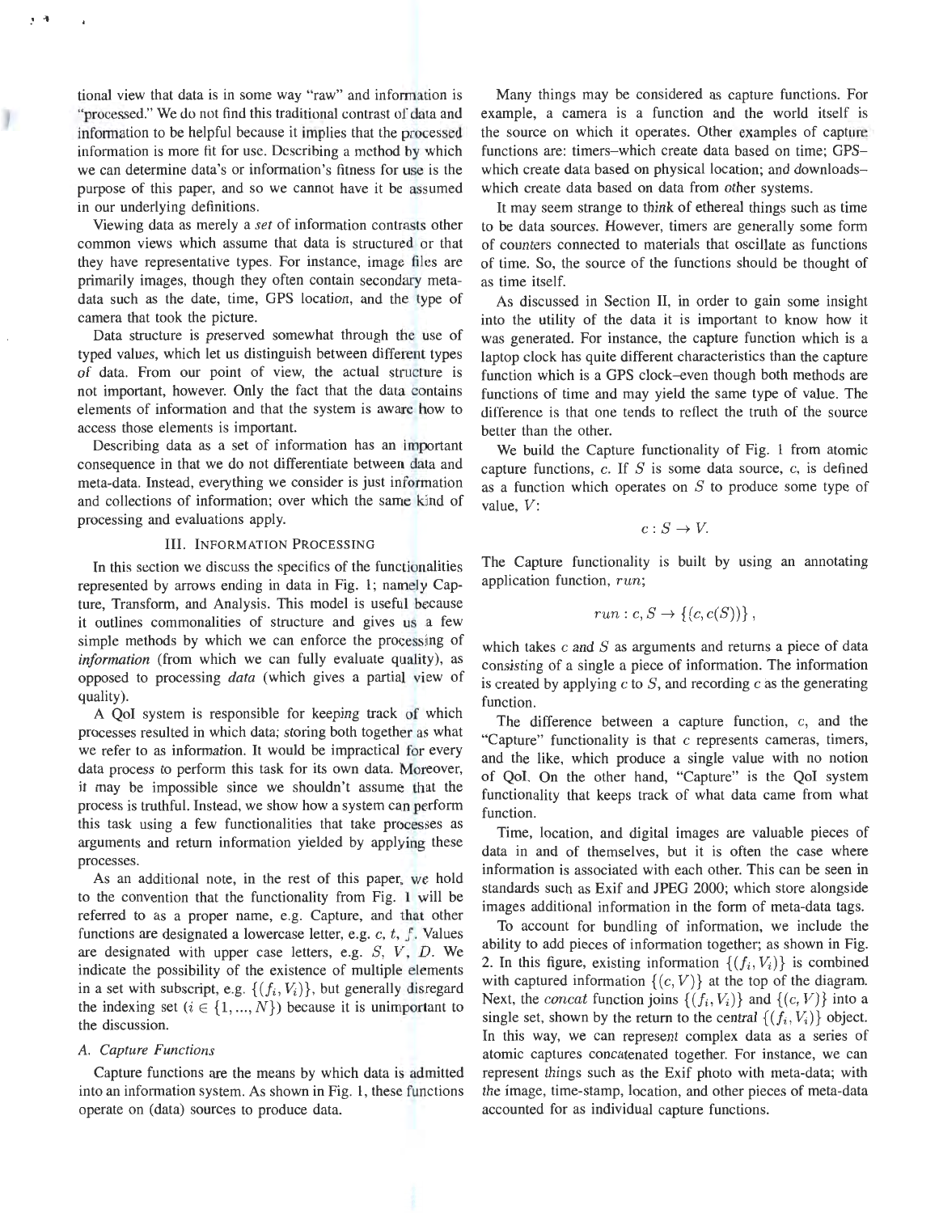tional view that data is in some way "raw" and information is "processed." We do not find this traditional contrast of data and information to be helpful because it implies that the processed information is more fit for use. Describing a method by which we can determine data's or information's fitness for use is the purpose of this paper, and so we cannot have it be assumed in our underlying definitions.

Viewing data as merely a *set* of information contrasts other common views which assume that data is structured or that they have representative types. For instance, image files are primarily images, though they often contain secondary meta-data such as the date, time, GPS location, and the type of camera that took the picture.

Data structure is preserved somewhat through the use of typed values, which let us distinguish between different types of data. From our point of view, the actual structure is not important, however. Only the fact that the data contains elements of information and that the system is aware how to access those elements is important.

Describing data as a set of information has an important consequence in that we do not differentiate between data and meta-data. Instead, everything we consider is just information and collections of information; over which the same kind of processing and evaluations apply.

## III. Information Processing

In this section we discuss the specifics of the functionalities represented by arrows ending in data in Fig. 1; namely Capture, Transform, and Analysis. This model is useful because it outlines commonalities of structure and gives us a few simple methods by which we can enforce the processing of *information* (from which we can fully evaluate quality), as opposed to processing *data* (which gives a partial view of quality).

A QoI system is responsible for keeping track of which processes resulted in which data; storing both together as what we refer to as information. It would be impractical for every data process to perform this task for its own data. Moreover, it may be impossible since we shouldn't assume that the process is truthful. Instead, we show how a system can perform this task using a few functionalities that take processes as arguments and return information yielded by applying these processes.

As an additional note, in the rest of this paper, we hold to the convention that the functionality from Fig. 1 will be referred to as a proper name, e.g. Capture, and that other functions are designated a lowercase letter, e.g. $c$, $t$, $f$. Values are designated with upper case letters, e.g. $S$, $V$, $D$. We indicate the possibility of the existence of multiple elements in a set with subscript, e.g. $\{(f_i, V_i)\}$, but generally disregard the indexing set ($i \in \{1, ..., N\}$) because it is unimportant to the discussion.

### A. Capture Functions

Capture functions are the means by which data is admitted into an information system. As shown in Fig. 1, these functions operate on (data) sources to produce data.

Many things may be considered as capture functions. For example, a camera is a function and the world itself is the source on which it operates. Other examples of capture functions are: timers–which create data based on time; GPS–which create data based on physical location; and downloads–which create data based on data from other systems.

It may seem strange to think of ethereal things such as time to be data sources. However, timers are generally some form of counters connected to materials that oscillate as functions of time. So, the source of the functions should be thought of as time itself.

As discussed in Section II, in order to gain some insight into the utility of the data it is important to know how it was generated. For instance, the capture function which is a laptop clock has quite different characteristics than the capture function which is a GPS clock–even though both methods are functions of time and may yield the same type of value. The difference is that one tends to reflect the truth of the source better than the other.

We build the Capture functionality of Fig. 1 from atomic capture functions, $c$. If $S$ is some data source, $c$, is defined as a function which operates on $S$ to produce some type of value, $V$:

$$c : S \rightarrow V.$$

The Capture functionality is built by using an annotating application function, $run$;

$$run : c, S \rightarrow \{(c, c(S))\},$$

which takes $c$ and $S$ as arguments and returns a piece of data consisting of a single a piece of information. The information is created by applying $c$ to $S$, and recording $c$ as the generating function.

The difference between a capture function, $c$, and the "Capture" functionality is that $c$ represents cameras, timers, and the like, which produce a single value with no notion of QoI. On the other hand, "Capture" is the QoI system functionality that keeps track of what data came from what function.

Time, location, and digital images are valuable pieces of data in and of themselves, but it is often the case where information is associated with each other. This can be seen in standards such as Exif and JPEG 2000; which store alongside images additional information in the form of meta-data tags.

To account for bundling of information, we include the ability to add pieces of information together; as shown in Fig. 2. In this figure, existing information $\{(f_i, V_i)\}$ is combined with captured information $\{(c, V)\}$ at the top of the diagram. Next, the *concat* function joins $\{(f_i, V_i)\}$ and $\{(c, V)\}$ into a single set, shown by the return to the central $\{(f_i, V_i)\}$ object. In this way, we can represent complex data as a series of atomic captures concatenated together. For instance, we can represent things such as the Exif photo with meta-data; with the image, time-stamp, location, and other pieces of meta-data accounted for as individual capture functions.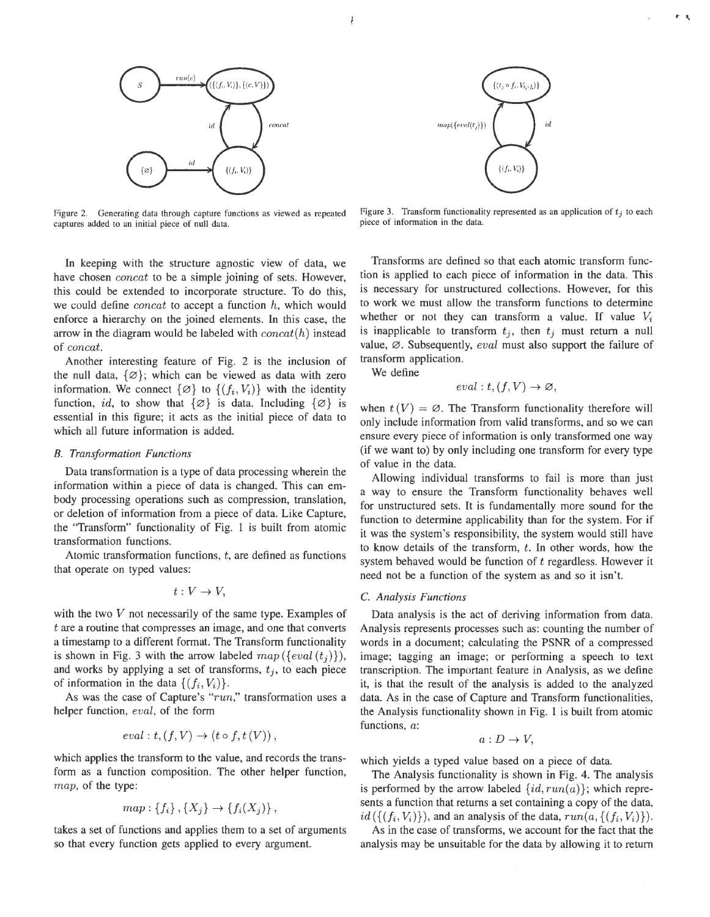Figure 2. Generating data through capture functions as viewed as repeated captures added to an initial piece of null data.

Figure 3. Transform functionality represented as an application of $t_j$ to each piece of information in the data.

In keeping with the structure agnostic view of data, we have chosen *concat* to be a simple joining of sets. However, this could be extended to incorporate structure. To do this, we could define *concat* to accept a function $h$, which would enforce a hierarchy on the joined elements. In this case, the arrow in the diagram would be labeled with $concat(h)$ instead of *concat*.

Another interesting feature of Fig. 2 is the inclusion of the null data, $\{\varnothing\}$; which can be viewed as data with zero information. We connect $\{\varnothing\}$ to $\{(f_i, V_i)\}$ with the identity function, *id*, to show that $\{\varnothing\}$ is data. Including $\{\varnothing\}$ is essential in this figure; it acts as the initial piece of data to which all future information is added.

### B. Transformation Functions

Data transformation is a type of data processing wherein the information within a piece of data is changed. This can embody processing operations such as compression, translation, or deletion of information from a piece of data. Like Capture, the "Transform" functionality of Fig. 1 is built from atomic transformation functions.

Atomic transformation functions, $t$, are defined as functions that operate on typed values:

$$t : V \rightarrow V,$$

with the two $V$ not necessarily of the same type. Examples of $t$ are a routine that compresses an image, and one that converts a timestamp to a different format. The Transform functionality is shown in Fig. 3 with the arrow labeled $map(\{eval(t_j)\})$, and works by applying a set of transforms, $t_j$, to each piece of information in the data $\{(f_i, V_i)\}$.

As was the case of Capture's "*run*," transformation uses a helper function, *eval*, of the form

$$eval : t, (f, V) \rightarrow (t \circ f, t(V)),$$

which applies the transform to the value, and records the transform as a function composition. The other helper function, *map*, of the type:

$$map : \{f_i\}, \{X_j\} \rightarrow \{f_i(X_j)\},$$

takes a set of functions and applies them to a set of arguments so that every function gets applied to every argument.

Transforms are defined so that each atomic transform function is applied to each piece of information in the data. This is necessary for unstructured collections. However, for this to work we must allow the transform functions to determine whether or not they can transform a value. If value $V_i$ is inapplicable to transform $t_j$, then $t_j$ must return a null value, $\varnothing$. Subsequently, *eval* must also support the failure of transform application.

We define

$$eval : t, (f, V) \rightarrow \varnothing,$$

when $t(V) = \varnothing$. The Transform functionality therefore will only include information from valid transforms, and so we can ensure every piece of information is only transformed one way (if we want to) by only including one transform for every type of value in the data.

Allowing individual transforms to fail is more than just a way to ensure the Transform functionality behaves well for unstructured sets. It is fundamentally more sound for the function to determine applicability than for the system. For if it was the system's responsibility, the system would still have to know details of the transform, $t$. In other words, how the system behaved would be function of $t$ regardless. However it need not be a function of the system as and so it isn't.

### C. Analysis Functions

Data analysis is the act of deriving information from data. Analysis represents processes such as: counting the number of words in a document; calculating the PSNR of a compressed image; tagging an image; or performing a speech to text transcription. The important feature in Analysis, as we define it, is that the result of the analysis is added to the analyzed data. As in the case of Capture and Transform functionalities, the Analysis functionality shown in Fig. 1 is built from atomic functions, $a$:

$$a : D \rightarrow V,$$

which yields a typed value based on a piece of data.

The Analysis functionality is shown in Fig. 4. The analysis is performed by the arrow labeled $\{id, run(a)\}$; which represents a function that returns a set containing a copy of the data, $id(\{(f_i, V_i)\})$, and an analysis of the data, $run(a, \{(f_i, V_i)\})$.

As in the case of transforms, we account for the fact that the analysis may be unsuitable for the data by allowing it to return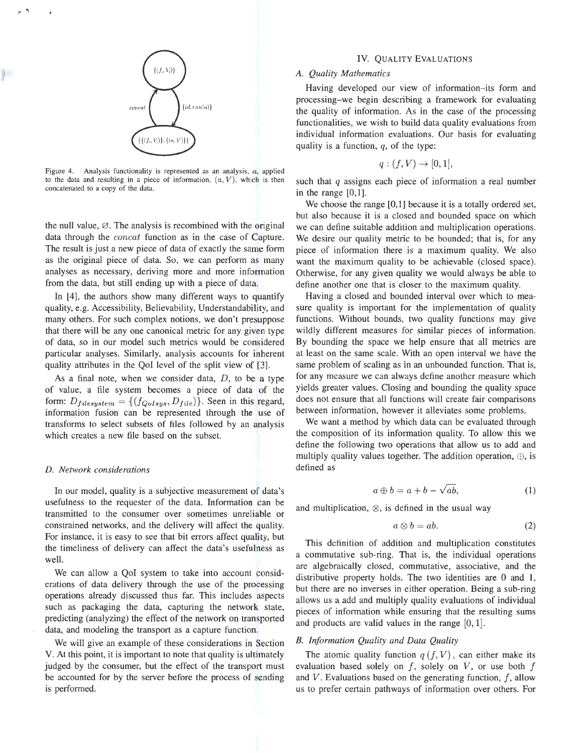Figure 4. Analysis functionality is represented as an analysis, $a$, applied to the data and resulting in a piece of information, $(a, V)$, which is then concatenated to a copy of the data.

the null value, $\varnothing$. The analysis is recombined with the original data through the *concat* function as in the case of Capture. The result is just a new piece of data of exactly the same form as the original piece of data. So, we can perform as many analyses as necessary, deriving more and more information from the data, but still ending up with a piece of data.

In [4], the authors show many different ways to quantify quality, e.g. Accessibility, Believability, Understandability, and many others. For such complex notions, we don't presuppose that there will be any one canonical metric for any given type of data, so in our model such metrics would be considered particular analyses. Similarly, analysis accounts for inherent quality attributes in the QoI level of the split view of [3].

As a final note, when we consider data, $D$, to be a type of value, a file system becomes a piece of data of the form: $D_{filesystem} = \{(f_{QoIsys}, D_{file})\}$. Seen in this regard, information fusion can be represented through the use of transforms to select subsets of files followed by an analysis which creates a new file based on the subset.

### D. Network considerations

In our model, quality is a subjective measurement of data's usefulness to the requester of the data. Information can be transmitted to the consumer over sometimes unreliable or constrained networks, and the delivery will affect the quality. For instance, it is easy to see that bit errors affect quality, but the timeliness of delivery can affect the data's usefulness as well.

We can allow a QoI system to take into account considerations of data delivery through the use of the processing operations already discussed thus far. This includes aspects such as packaging the data, capturing the network state, predicting (analyzing) the effect of the network on transported data, and modeling the transport as a capture function.

We will give an example of these considerations in Section V. At this point, it is important to note that quality is ultimately judged by the consumer, but the effect of the transport must be accounted for by the server before the process of sending is performed.

## IV. Quality Evaluations

### A. Quality Mathematics

Having developed our view of information–its form and processing–we begin describing a framework for evaluating the quality of information. As in the case of the processing functionalities, we wish to build data quality evaluations from individual information evaluations. Our basis for evaluating quality is a function, $q$, of the type:

$$q : (f, V) \to [0, 1],$$

such that $q$ assigns each piece of information a real number in the range $[0,1]$.

We choose the range $[0,1]$ because it is a totally ordered set, but also because it is a closed and bounded space on which we can define suitable addition and multiplication operations. We desire our quality metric to be bounded; that is, for any piece of information there is a maximum quality. We also want the maximum quality to be achievable (closed space). Otherwise, for any given quality we would always be able to define another one that is closer to the maximum quality.

Having a closed and bounded interval over which to measure quality is important for the implementation of quality functions. Without bounds, two quality functions may give wildly different measures for similar pieces of information. By bounding the space we help ensure that all metrics are at least on the same scale. With an open interval we have the same problem of scaling as in an unbounded function. That is, for any measure we can always define another measure which yields greater values. Closing and bounding the quality space does not ensure that all functions will create fair comparisons between information, however it alleviates some problems.

We want a method by which data can be evaluated through the composition of its information quality. To allow this we define the following two operations that allow us to add and multiply quality values together. The addition operation, $\oplus$, is defined as

$$a \oplus b = a + b - \sqrt{ab}, \tag{1}$$

and multiplication, $\otimes$, is defined in the usual way

$$a \otimes b = ab. \tag{2}$$

This definition of addition and multiplication constitutes a commutative sub-ring. That is, the individual operations are algebraically closed, commutative, associative, and the distributive property holds. The two identities are 0 and 1, but there are no inverses in either operation. Being a sub-ring allows us a add and multiply quality evaluations of individual pieces of information while ensuring that the resulting sums and products are valid values in the range $[0, 1]$.

### B. Information Quality and Data Quality

The atomic quality function $q(f, V)$, can either make its evaluation based solely on $f$, solely on $V$, or use both $f$ and $V$. Evaluations based on the generating function, $f$, allow us to prefer certain pathways of information over others. For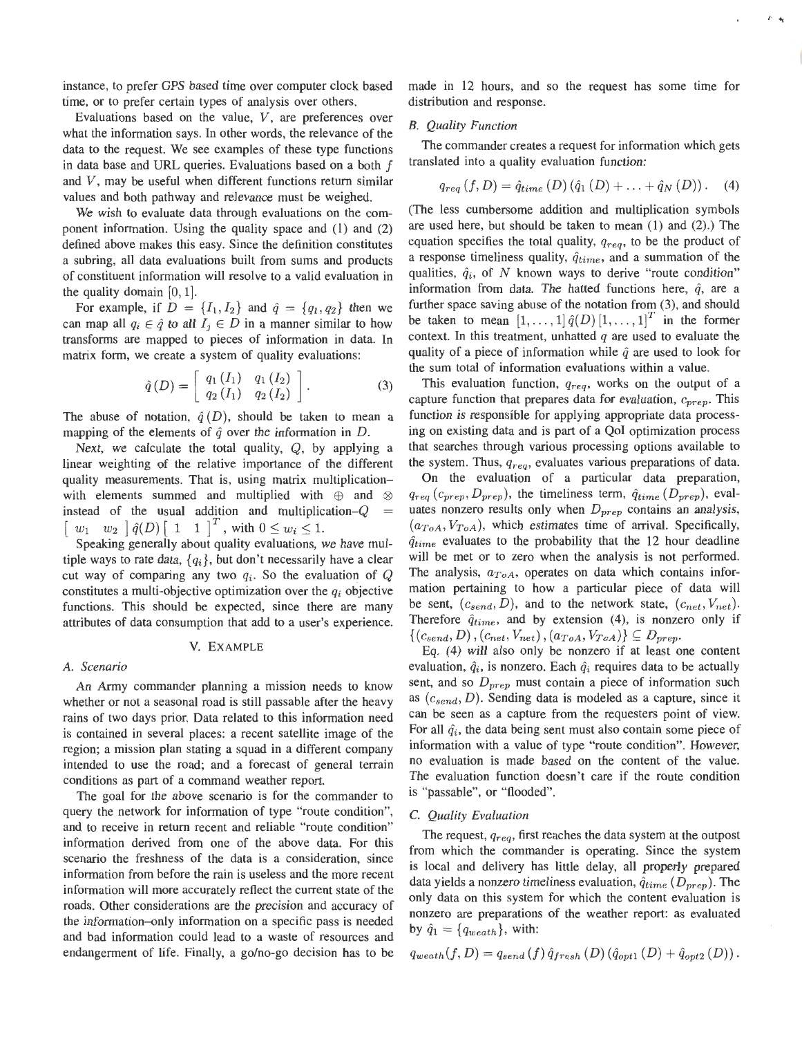instance, to prefer GPS based time over computer clock based time, or to prefer certain types of analysis over others.

Evaluations based on the value, $V$, are preferences over what the information says. In other words, the relevance of the data to the request. We see examples of these type functions in data base and URL queries. Evaluations based on a both $f$ and $V$, may be useful when different functions return similar values and both pathway and relevance must be weighed.

We wish to evaluate data through evaluations on the component information. Using the quality space and (1) and (2) defined above makes this easy. Since the definition constitutes a subring, all data evaluations built from sums and products of constituent information will resolve to a valid evaluation in the quality domain $[0, 1]$.

For example, if $D = \{I_1, I_2\}$ and $\hat{q} = \{q_1, q_2\}$ then we can map all $q_i \in \hat{q}$ to all $I_j \in D$ in a manner similar to how transforms are mapped to pieces of information in data. In matrix form, we create a system of quality evaluations:

$$\hat{q}(D) = \begin{bmatrix} q_1(I_1) & q_1(I_2) \\ q_2(I_1) & q_2(I_2) \end{bmatrix}. \tag{3}$$

The abuse of notation, $\hat{q}(D)$, should be taken to mean a mapping of the elements of $\hat{q}$ over the information in $D$.

Next, we calculate the total quality, $Q$, by applying a linear weighting of the relative importance of the different quality measurements. That is, using matrix multiplication–with elements summed and multiplied with $\oplus$ and $\otimes$ instead of the usual addition and multiplication–$Q = \begin{bmatrix} w_1 & w_2 \end{bmatrix} \hat{q}(D) \begin{bmatrix} 1 & 1 \end{bmatrix}^T$, with $0 \leq w_i \leq 1$.

Speaking generally about quality evaluations, we have multiple ways to rate data, $\{q_i\}$, but don't necessarily have a clear cut way of comparing any two $q_i$. So the evaluation of $Q$ constitutes a multi-objective optimization over the $q_i$ objective functions. This should be expected, since there are many attributes of data consumption that add to a user's experience.

## V. Example

### A. Scenario

An Army commander planning a mission needs to know whether or not a seasonal road is still passable after the heavy rains of two days prior. Data related to this information need is contained in several places: a recent satellite image of the region; a mission plan stating a squad in a different company intended to use the road; and a forecast of general terrain conditions as part of a command weather report.

The goal for the above scenario is for the commander to query the network for information of type "route condition", and to receive in return recent and reliable "route condition" information derived from one of the above data. For this scenario the freshness of the data is a consideration, since information from before the rain is useless and the more recent information will more accurately reflect the current state of the roads. Other considerations are the precision and accuracy of the information–only information on a specific pass is needed and bad information could lead to a waste of resources and endangerment of life. Finally, a go/no-go decision has to be made in 12 hours, and so the request has some time for distribution and response.

### B. Quality Function

The commander creates a request for information which gets translated into a quality evaluation function:

$$q_{req}(f, D) = \hat{q}_{time}(D)\left(\hat{q}_1(D) + \ldots + \hat{q}_N(D)\right). \tag{4}$$

(The less cumbersome addition and multiplication symbols are used here, but should be taken to mean (1) and (2).) The equation specifies the total quality, $q_{req}$, to be the product of a response timeliness quality, $\hat{q}_{time}$, and a summation of the qualities, $\hat{q}_i$, of $N$ known ways to derive "route condition" information from data. The hatted functions here, $\hat{q}$, are a further space saving abuse of the notation from (3), and should be taken to mean $[1, \ldots, 1]\,\hat{q}(D)\,[1, \ldots, 1]^T$ in the former context. In this treatment, unhatted $q$ are used to evaluate the quality of a piece of information while $\hat{q}$ are used to look for the sum total of information evaluations within a value.

This evaluation function, $q_{req}$, works on the output of a capture function that prepares data for evaluation, $c_{prep}$. This function is responsible for applying appropriate data processing on existing data and is part of a QoI optimization process that searches through various processing options available to the system. Thus, $q_{req}$, evaluates various preparations of data.

On the evaluation of a particular data preparation, $q_{req}(c_{prep}, D_{prep})$, the timeliness term, $\hat{q}_{time}(D_{prep})$, evaluates nonzero results only when $D_{prep}$ contains an analysis, $(a_{ToA}, V_{ToA})$, which estimates time of arrival. Specifically, $\hat{q}_{time}$ evaluates to the probability that the 12 hour deadline will be met or to zero when the analysis is not performed. The analysis, $a_{ToA}$, operates on data which contains information pertaining to how a particular piece of data will be sent, $(c_{send}, D)$, and to the network state, $(c_{net}, V_{net})$. Therefore $\hat{q}_{time}$, and by extension (4), is nonzero only if $\{(c_{send}, D), (c_{net}, V_{net}), (a_{ToA}, V_{ToA})\} \subseteq D_{prep}$.

Eq. (4) will also only be nonzero if at least one content evaluation, $\hat{q}_i$, is nonzero. Each $\hat{q}_i$ requires data to be actually sent, and so $D_{prep}$ must contain a piece of information such as $(c_{send}, D)$. Sending data is modeled as a capture, since it can be seen as a capture from the requesters point of view. For all $\hat{q}_i$, the data being sent must also contain some piece of information with a value of type "route condition". However, no evaluation is made based on the content of the value. The evaluation function doesn't care if the route condition is "passable", or "flooded".

### C. Quality Evaluation

The request, $q_{req}$, first reaches the data system at the outpost from which the commander is operating. Since the system is local and delivery has little delay, all properly prepared data yields a nonzero timeliness evaluation, $\hat{q}_{time}(D_{prep})$. The only data on this system for which the content evaluation is nonzero are preparations of the weather report: as evaluated by $\hat{q}_1 = \{q_{weath}\}$, with:

$$q_{weath}(f, D) = q_{send}(f)\,\hat{q}_{fresh}(D)\left(\hat{q}_{opt1}(D) + \hat{q}_{opt2}(D)\right).$$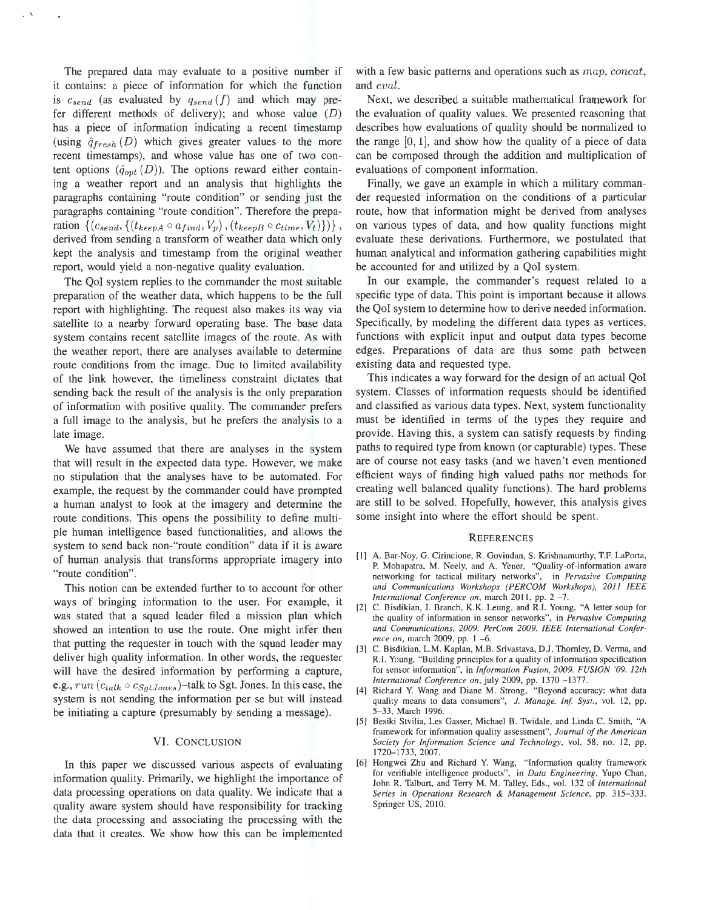The prepared data may evaluate to a positive number if it contains: a piece of information for which the function is $c_{send}$ (as evaluated by $q_{send}(f)$ and which may prefer different methods of delivery); and whose value $(D)$ has a piece of information indicating a recent timestamp (using $\hat{q}_{fresh}(D)$ which gives greater values to the more recent timestamps), and whose value has one of two content options ($\hat{q}_{opt}(D)$). The options reward either containing a weather report and an analysis that highlights the paragraphs containing "route condition" or sending just the paragraphs containing "route condition". Therefore the preparation $\{(c_{send}, \{(t_{keepA} \circ a_{find}, V_p), (t_{keepB} \circ c_{time}, V_t)\})\}$, derived from sending a transform of weather data which only kept the analysis and timestamp from the original weather report, would yield a non-negative quality evaluation.

The QoI system replies to the commander the most suitable preparation of the weather data, which happens to be the full report with highlighting. The request also makes its way via satellite to a nearby forward operating base. The base data system contains recent satellite images of the route. As with the weather report, there are analyses available to determine route conditions from the image. Due to limited availability of the link however, the timeliness constraint dictates that sending back the result of the analysis is the only preparation of information with positive quality. The commander prefers a full image to the analysis, but he prefers the analysis to a late image.

We have assumed that there are analyses in the system that will result in the expected data type. However, we make no stipulation that the analyses have to be automated. For example, the request by the commander could have prompted a human analyst to look at the imagery and determine the route conditions. This opens the possibility to define multiple human intelligence based functionalities, and allows the system to send back non-"route condition" data if it is aware of human analysis that transforms appropriate imagery into "route condition".

This notion can be extended further to to account for other ways of bringing information to the user. For example, it was stated that a squad leader filed a mission plan which showed an intention to use the route. One might infer then that putting the requester in touch with the squad leader may deliver high quality information. In other words, the requester will have the desired information by performing a capture, e.g., $run\,(c_{talk} \circ c_{SgtJones})$–talk to Sgt. Jones. In this case, the system is not sending the information per se but will instead be initiating a capture (presumably by sending a message).

## VI. Conclusion

In this paper we discussed various aspects of evaluating information quality. Primarily, we highlight the importance of data processing operations on data quality. We indicate that a quality aware system should have responsibility for tracking the data processing and associating the processing with the data that it creates. We show how this can be implemented with a few basic patterns and operations such as *map*, *concat*, and *eval*.

Next, we described a suitable mathematical framework for the evaluation of quality values. We presented reasoning that describes how evaluations of quality should be normalized to the range $[0, 1]$, and show how the quality of a piece of data can be composed through the addition and multiplication of evaluations of component information.

Finally, we gave an example in which a military commander requested information on the conditions of a particular route, how that information might be derived from analyses on various types of data, and how quality functions might evaluate these derivations. Furthermore, we postulated that human analytical and information gathering capabilities might be accounted for and utilized by a QoI system.

In our example, the commander's request related to a specific type of data. This point is important because it allows the QoI system to determine how to derive needed information. Specifically, by modeling the different data types as vertices, functions with explicit input and output data types become edges. Preparations of data are thus some path between existing data and requested type.

This indicates a way forward for the design of an actual QoI system. Classes of information requests should be identified and classified as various data types. Next, system functionality must be identified in terms of the types they require and provide. Having this, a system can satisfy requests by finding paths to required type from known (or capturable) types. These are of course not easy tasks (and we haven't even mentioned efficient ways of finding high valued paths nor methods for creating well balanced quality functions). The hard problems are still to be solved. Hopefully, however, this analysis gives some insight into where the effort should be spent.

## References

[1] A. Bar-Noy, G. Cirincione, R. Govindan, S. Krishnamurthy, T.F. LaPorta, P. Mohapatra, M. Neely, and A. Yener, "Quality-of-information aware networking for tactical military networks", in *Pervasive Computing and Communications Workshops (PERCOM Workshops), 2011 IEEE International Conference on*, march 2011, pp. 2 –7.

[2] C. Bisdikian, J. Branch, K.K. Leung, and R.I. Young, "A letter soup for the quality of information in sensor networks", in *Pervasive Computing and Communications, 2009. PerCom 2009. IEEE International Conference on*, march 2009, pp. 1 –6.

[3] C. Bisdikian, L.M. Kaplan, M.B. Srivastava, D.J. Thornley, D. Verma, and R.I. Young, "Building principles for a quality of information specification for sensor information", in *Information Fusion, 2009. FUSION '09. 12th International Conference on*, july 2009, pp. 1370 –1377.

[4] Richard Y. Wang and Diane M. Strong, "Beyond accuracy: what data quality means to data consumers", *J. Manage. Inf. Syst.*, vol. 12, pp. 5–33, March 1996.

[5] Besiki Stvilia, Les Gasser, Michael B. Twidale, and Linda C. Smith, "A framework for information quality assessment", *Journal of the American Society for Information Science and Technology*, vol. 58, no. 12, pp. 1720–1733, 2007.

[6] Hongwei Zhu and Richard Y. Wang, "Information quality framework for verifiable intelligence products", in *Data Engineering*, Yupo Chan, John R. Talburt, and Terry M. M. Talley, Eds., vol. 132 of *International Series in Operations Research & Management Science*, pp. 315–333. Springer US, 2010.